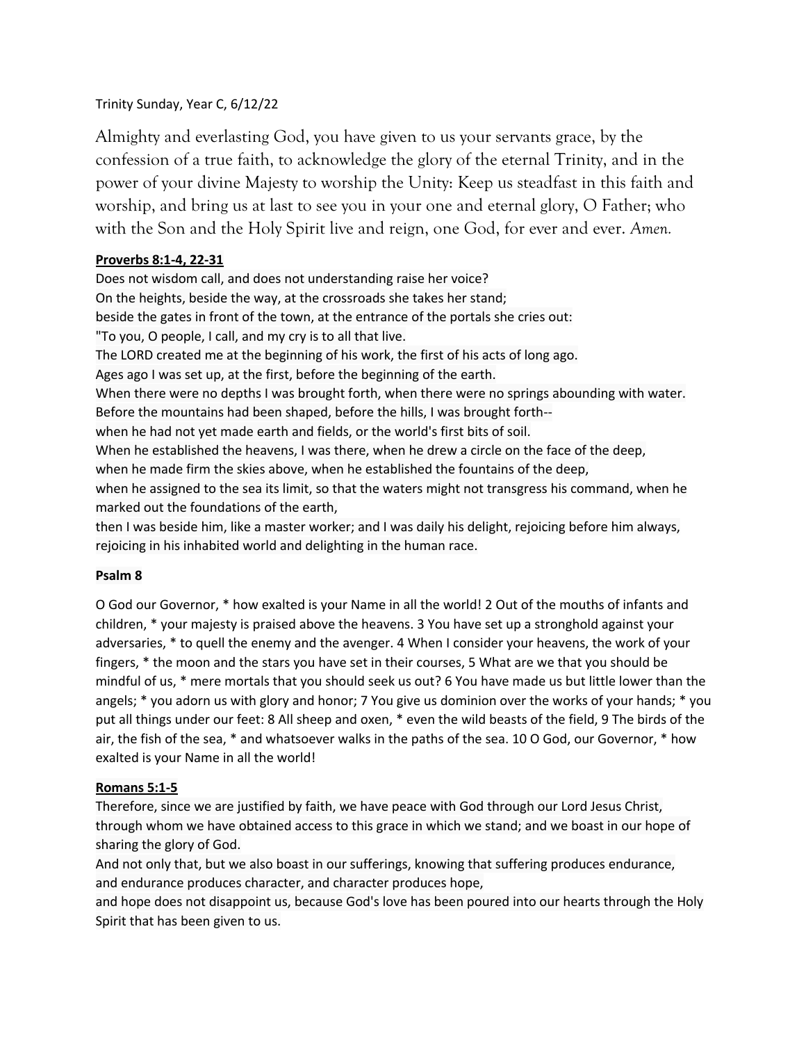Trinity Sunday, Year C, 6/12/22

Almighty and everlasting God, you have given to us your servants grace, by the confession of a true faith, to acknowledge the glory of the eternal Trinity, and in the power of your divine Majesty to worship the Unity: Keep us steadfast in this faith and worship, and bring us at last to see you in your one and eternal glory, O Father; who with the Son and the Holy Spirit live and reign, one God, for ever and ever. *Amen.*

**Proverbs 8:1-4, 22-31**

Does not wisdom call, and does not understanding raise her voice?
On the heights, beside the way, at the crossroads she takes her stand;
beside the gates in front of the town, at the entrance of the portals she cries out:
"To you, O people, I call, and my cry is to all that live.
The LORD created me at the beginning of his work, the first of his acts of long ago.
Ages ago I was set up, at the first, before the beginning of the earth.
When there were no depths I was brought forth, when there were no springs abounding with water.
Before the mountains had been shaped, before the hills, I was brought forth--
when he had not yet made earth and fields, or the world's first bits of soil.
When he established the heavens, I was there, when he drew a circle on the face of the deep,
when he made firm the skies above, when he established the fountains of the deep,
when he assigned to the sea its limit, so that the waters might not transgress his command, when he marked out the foundations of the earth,
then I was beside him, like a master worker; and I was daily his delight, rejoicing before him always, rejoicing in his inhabited world and delighting in the human race.

**Psalm 8**

O God our Governor, * how exalted is your Name in all the world! 2 Out of the mouths of infants and children, * your majesty is praised above the heavens. 3 You have set up a stronghold against your adversaries, * to quell the enemy and the avenger. 4 When I consider your heavens, the work of your fingers, * the moon and the stars you have set in their courses, 5 What are we that you should be mindful of us, * mere mortals that you should seek us out? 6 You have made us but little lower than the angels; * you adorn us with glory and honor; 7 You give us dominion over the works of your hands; * you put all things under our feet: 8 All sheep and oxen, * even the wild beasts of the field, 9 The birds of the air, the fish of the sea, * and whatsoever walks in the paths of the sea. 10 O God, our Governor, * how exalted is your Name in all the world!

**Romans 5:1-5**

Therefore, since we are justified by faith, we have peace with God through our Lord Jesus Christ, through whom we have obtained access to this grace in which we stand; and we boast in our hope of sharing the glory of God.
And not only that, but we also boast in our sufferings, knowing that suffering produces endurance, and endurance produces character, and character produces hope,
and hope does not disappoint us, because God's love has been poured into our hearts through the Holy Spirit that has been given to us.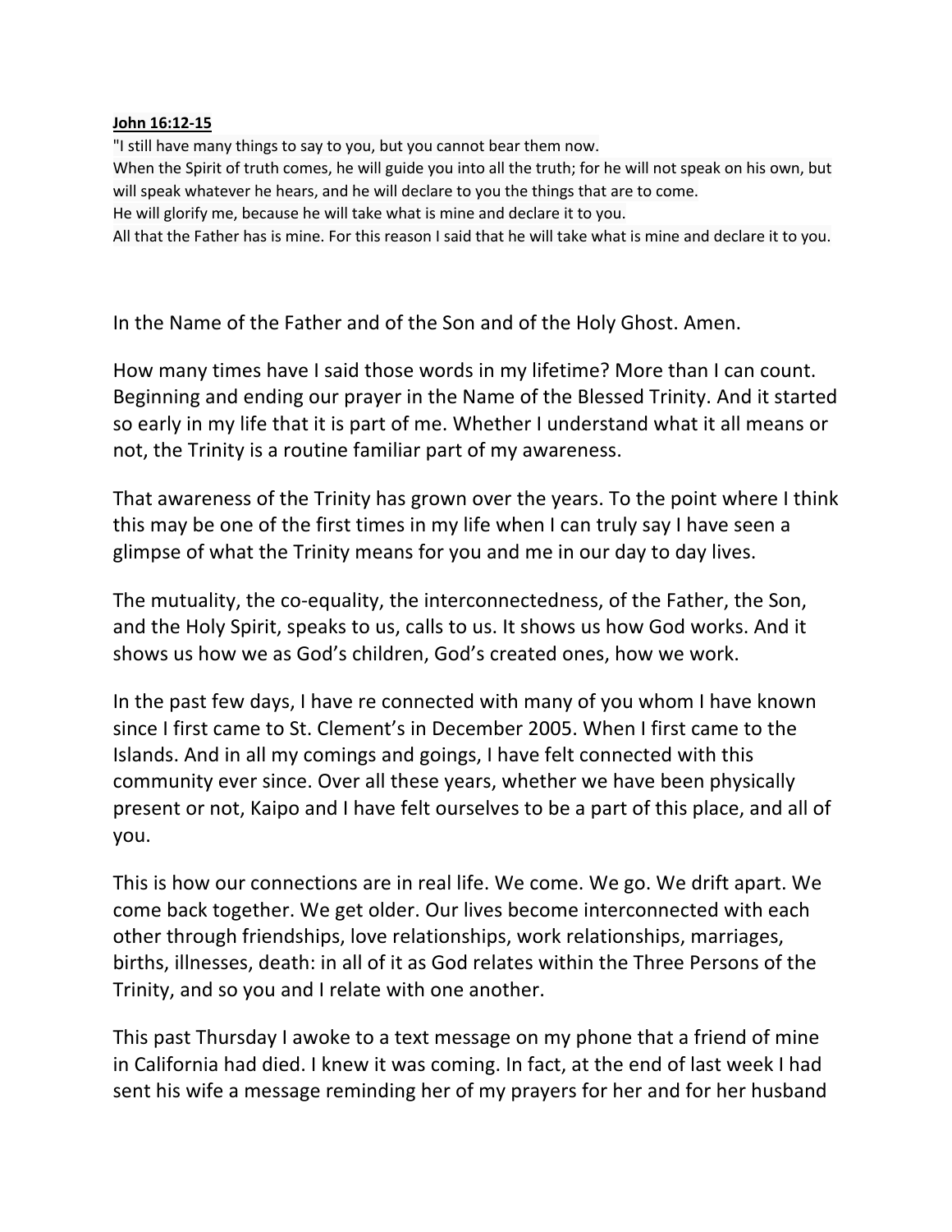**John 16:12-15**

"I still have many things to say to you, but you cannot bear them now.
When the Spirit of truth comes, he will guide you into all the truth; for he will not speak on his own, but will speak whatever he hears, and he will declare to you the things that are to come.
He will glorify me, because he will take what is mine and declare it to you.
All that the Father has is mine. For this reason I said that he will take what is mine and declare it to you.

In the Name of the Father and of the Son and of the Holy Ghost. Amen.

How many times have I said those words in my lifetime? More than I can count. Beginning and ending our prayer in the Name of the Blessed Trinity. And it started so early in my life that it is part of me. Whether I understand what it all means or not, the Trinity is a routine familiar part of my awareness.

That awareness of the Trinity has grown over the years. To the point where I think this may be one of the first times in my life when I can truly say I have seen a glimpse of what the Trinity means for you and me in our day to day lives.

The mutuality, the co-equality, the interconnectedness, of the Father, the Son, and the Holy Spirit, speaks to us, calls to us. It shows us how God works. And it shows us how we as God's children, God's created ones, how we work.

In the past few days, I have re connected with many of you whom I have known since I first came to St. Clement's in December 2005. When I first came to the Islands. And in all my comings and goings, I have felt connected with this community ever since. Over all these years, whether we have been physically present or not, Kaipo and I have felt ourselves to be a part of this place, and all of you.

This is how our connections are in real life. We come. We go. We drift apart. We come back together. We get older. Our lives become interconnected with each other through friendships, love relationships, work relationships, marriages, births, illnesses, death: in all of it as God relates within the Three Persons of the Trinity, and so you and I relate with one another.

This past Thursday I awoke to a text message on my phone that a friend of mine in California had died. I knew it was coming. In fact, at the end of last week I had sent his wife a message reminding her of my prayers for her and for her husband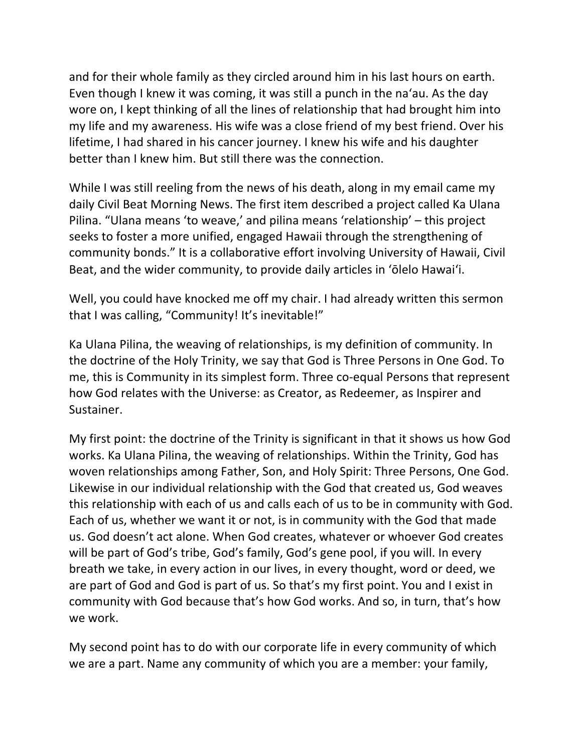and for their whole family as they circled around him in his last hours on earth. Even though I knew it was coming, it was still a punch in the naʻau. As the day wore on, I kept thinking of all the lines of relationship that had brought him into my life and my awareness. His wife was a close friend of my best friend. Over his lifetime, I had shared in his cancer journey. I knew his wife and his daughter better than I knew him. But still there was the connection.

While I was still reeling from the news of his death, along in my email came my daily Civil Beat Morning News. The first item described a project called Ka Ulana Pilina. "Ulana means 'to weave,' and pilina means 'relationship' – this project seeks to foster a more unified, engaged Hawaii through the strengthening of community bonds." It is a collaborative effort involving University of Hawaii, Civil Beat, and the wider community, to provide daily articles in ʻōlelo Hawaiʻi.

Well, you could have knocked me off my chair. I had already written this sermon that I was calling, "Community! It's inevitable!"

Ka Ulana Pilina, the weaving of relationships, is my definition of community. In the doctrine of the Holy Trinity, we say that God is Three Persons in One God. To me, this is Community in its simplest form. Three co-equal Persons that represent how God relates with the Universe: as Creator, as Redeemer, as Inspirer and Sustainer.

My first point: the doctrine of the Trinity is significant in that it shows us how God works. Ka Ulana Pilina, the weaving of relationships. Within the Trinity, God has woven relationships among Father, Son, and Holy Spirit: Three Persons, One God. Likewise in our individual relationship with the God that created us, God weaves this relationship with each of us and calls each of us to be in community with God. Each of us, whether we want it or not, is in community with the God that made us. God doesn't act alone. When God creates, whatever or whoever God creates will be part of God's tribe, God's family, God's gene pool, if you will. In every breath we take, in every action in our lives, in every thought, word or deed, we are part of God and God is part of us. So that's my first point. You and I exist in community with God because that's how God works. And so, in turn, that's how we work.

My second point has to do with our corporate life in every community of which we are a part. Name any community of which you are a member: your family,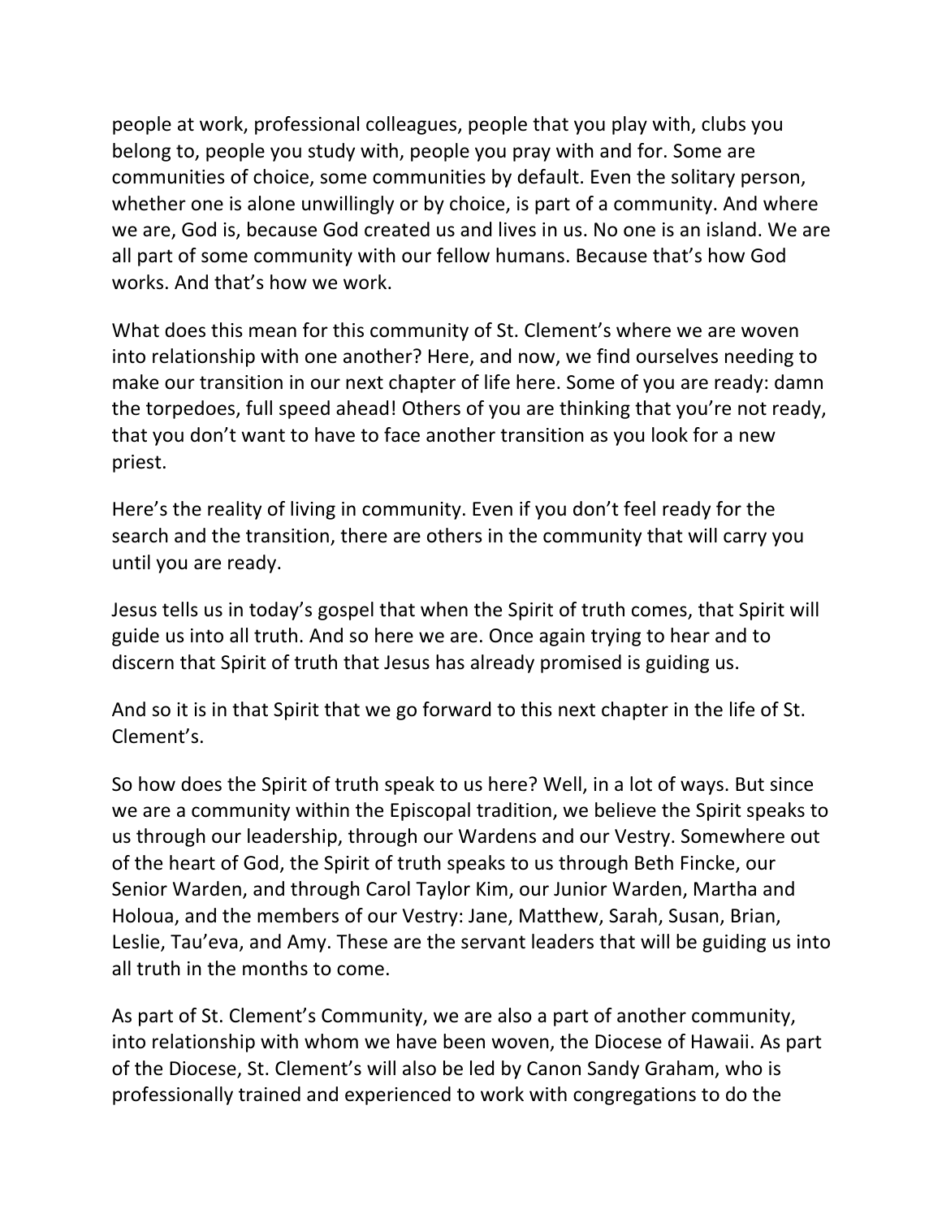people at work, professional colleagues, people that you play with, clubs you belong to, people you study with, people you pray with and for. Some are communities of choice, some communities by default. Even the solitary person, whether one is alone unwillingly or by choice, is part of a community. And where we are, God is, because God created us and lives in us. No one is an island. We are all part of some community with our fellow humans. Because that's how God works. And that's how we work.

What does this mean for this community of St. Clement's where we are woven into relationship with one another? Here, and now, we find ourselves needing to make our transition in our next chapter of life here. Some of you are ready: damn the torpedoes, full speed ahead! Others of you are thinking that you're not ready, that you don't want to have to face another transition as you look for a new priest.

Here's the reality of living in community. Even if you don't feel ready for the search and the transition, there are others in the community that will carry you until you are ready.

Jesus tells us in today's gospel that when the Spirit of truth comes, that Spirit will guide us into all truth. And so here we are. Once again trying to hear and to discern that Spirit of truth that Jesus has already promised is guiding us.

And so it is in that Spirit that we go forward to this next chapter in the life of St. Clement's.

So how does the Spirit of truth speak to us here? Well, in a lot of ways. But since we are a community within the Episcopal tradition, we believe the Spirit speaks to us through our leadership, through our Wardens and our Vestry. Somewhere out of the heart of God, the Spirit of truth speaks to us through Beth Fincke, our Senior Warden, and through Carol Taylor Kim, our Junior Warden, Martha and Holoua, and the members of our Vestry: Jane, Matthew, Sarah, Susan, Brian, Leslie, Tau'eva, and Amy. These are the servant leaders that will be guiding us into all truth in the months to come.

As part of St. Clement's Community, we are also a part of another community, into relationship with whom we have been woven, the Diocese of Hawaii. As part of the Diocese, St. Clement's will also be led by Canon Sandy Graham, who is professionally trained and experienced to work with congregations to do the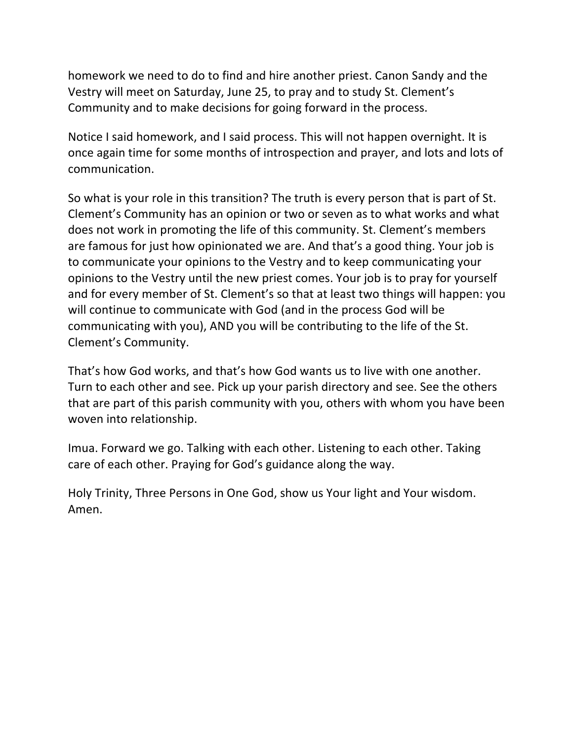homework we need to do to find and hire another priest. Canon Sandy and the Vestry will meet on Saturday, June 25, to pray and to study St. Clement's Community and to make decisions for going forward in the process.

Notice I said homework, and I said process. This will not happen overnight. It is once again time for some months of introspection and prayer, and lots and lots of communication.

So what is your role in this transition? The truth is every person that is part of St. Clement's Community has an opinion or two or seven as to what works and what does not work in promoting the life of this community. St. Clement's members are famous for just how opinionated we are. And that's a good thing. Your job is to communicate your opinions to the Vestry and to keep communicating your opinions to the Vestry until the new priest comes. Your job is to pray for yourself and for every member of St. Clement's so that at least two things will happen: you will continue to communicate with God (and in the process God will be communicating with you), AND you will be contributing to the life of the St. Clement's Community.

That's how God works, and that's how God wants us to live with one another. Turn to each other and see. Pick up your parish directory and see. See the others that are part of this parish community with you, others with whom you have been woven into relationship.

Imua. Forward we go. Talking with each other. Listening to each other. Taking care of each other. Praying for God's guidance along the way.

Holy Trinity, Three Persons in One God, show us Your light and Your wisdom. Amen.